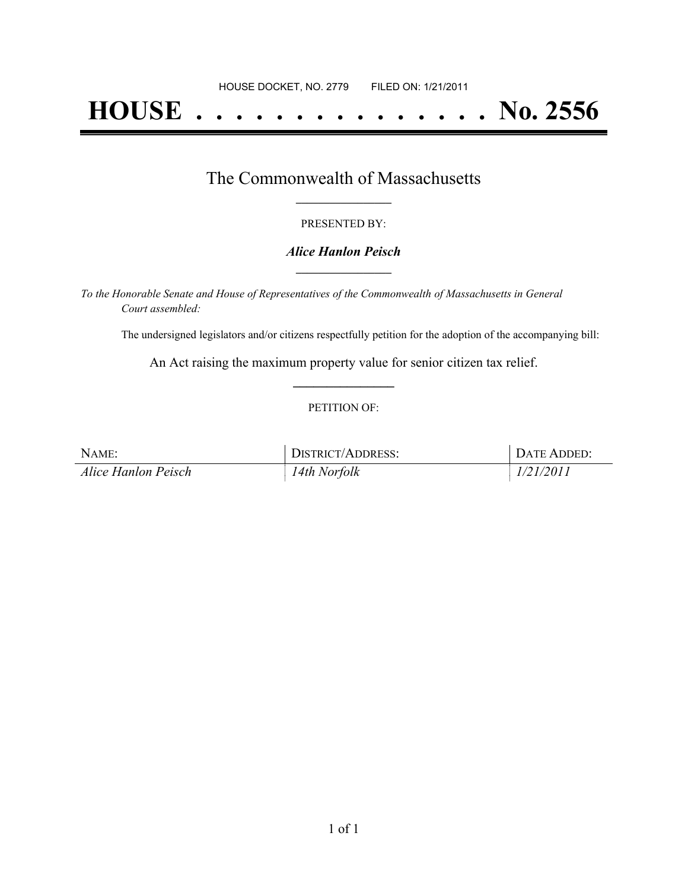HOUSE DOCKET, NO. 2779 FILED ON: 1/21/2011

# HOUSE . . . . . . . . . . . . . . . No. 2556

## The Commonwealth of Massachusetts

PRESENTED BY:

***Alice Hanlon Peisch***

*To the Honorable Senate and House of Representatives of the Commonwealth of Massachusetts in General Court assembled:*

The undersigned legislators and/or citizens respectfully petition for the adoption of the accompanying bill:

An Act raising the maximum property value for senior citizen tax relief.

PETITION OF:

| NAME: | DISTRICT/ADDRESS: | DATE ADDED: |
| --- | --- | --- |
| *Alice Hanlon Peisch* | *14th Norfolk* | *1/21/2011* |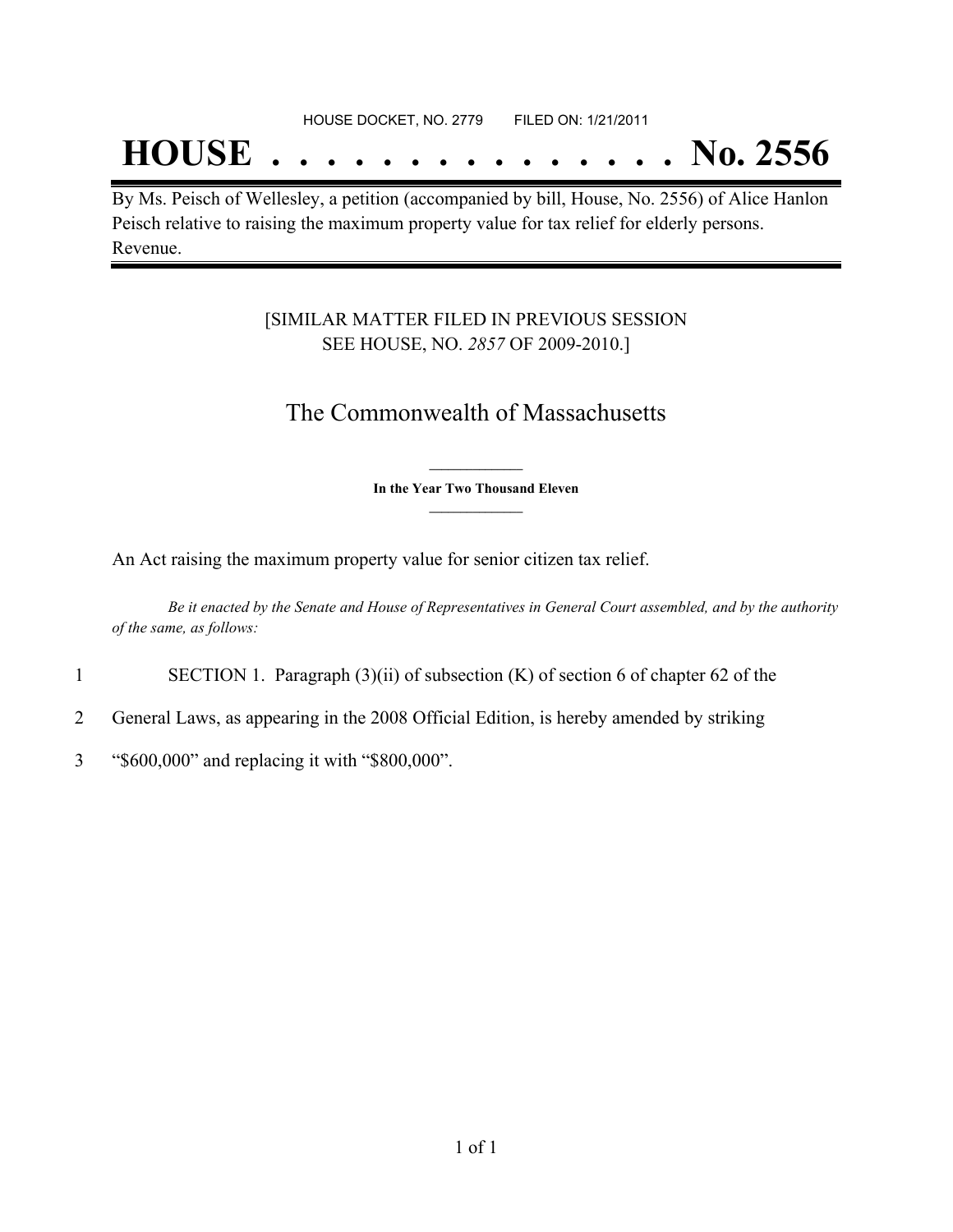HOUSE DOCKET, NO. 2779 FILED ON: 1/21/2011

# HOUSE . . . . . . . . . . . . . . . No. 2556

By Ms. Peisch of Wellesley, a petition (accompanied by bill, House, No. 2556) of Alice Hanlon Peisch relative to raising the maximum property value for tax relief for elderly persons. Revenue.

[SIMILAR MATTER FILED IN PREVIOUS SESSION SEE HOUSE, NO. *2857* OF 2009-2010.]

## The Commonwealth of Massachusetts

**In the Year Two Thousand Eleven**

An Act raising the maximum property value for senior citizen tax relief.

*Be it enacted by the Senate and House of Representatives in General Court assembled, and by the authority of the same, as follows:*

1 SECTION 1. Paragraph (3)(ii) of subsection (K) of section 6 of chapter 62 of the

2 General Laws, as appearing in the 2008 Official Edition, is hereby amended by striking

3 "$600,000" and replacing it with "$800,000".